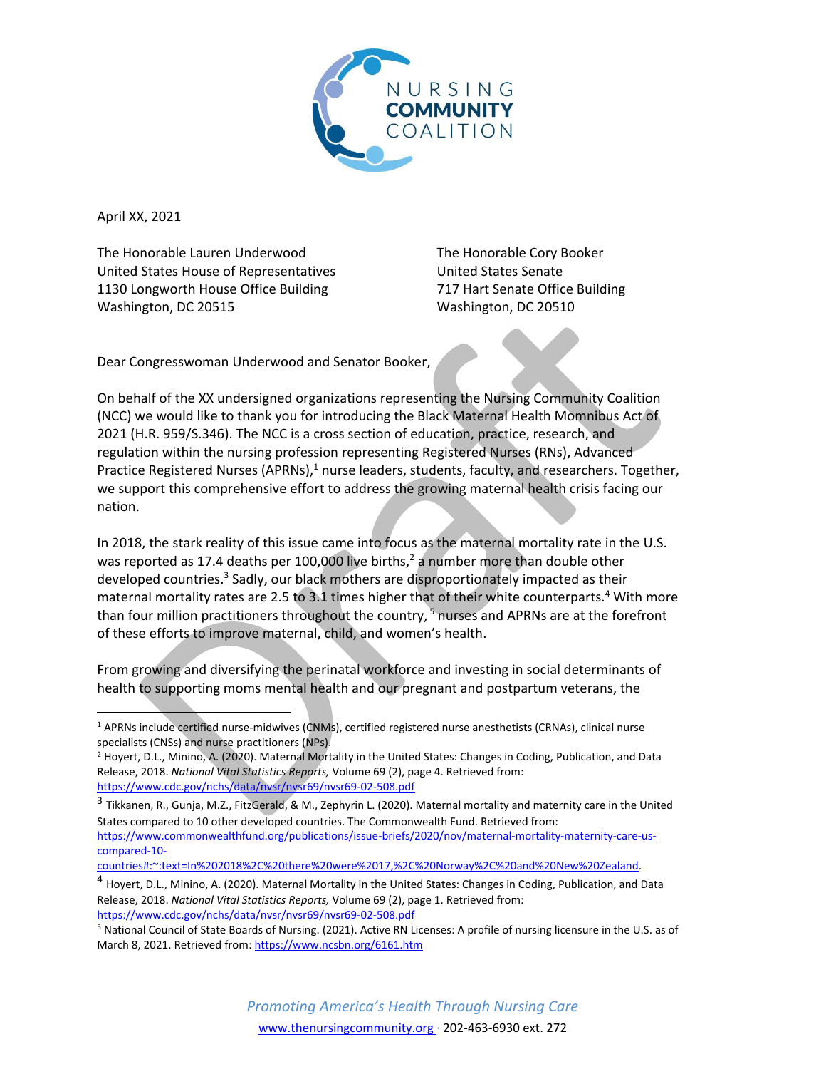NURSING
**COMMUNITY**
COALITION

April XX, 2021

The Honorable Lauren Underwood
United States House of Representatives
1130 Longworth House Office Building
Washington, DC 20515

The Honorable Cory Booker
United States Senate
717 Hart Senate Office Building
Washington, DC 20510

Dear Congresswoman Underwood and Senator Booker,

On behalf of the XX undersigned organizations representing the Nursing Community Coalition (NCC) we would like to thank you for introducing the Black Maternal Health Momnibus Act of 2021 (H.R. 959/S.346). The NCC is a cross section of education, practice, research, and regulation within the nursing profession representing Registered Nurses (RNs), Advanced Practice Registered Nurses (APRNs),[1] nurse leaders, students, faculty, and researchers. Together, we support this comprehensive effort to address the growing maternal health crisis facing our nation.

In 2018, the stark reality of this issue came into focus as the maternal mortality rate in the U.S. was reported as 17.4 deaths per 100,000 live births,[2] a number more than double other developed countries.[3] Sadly, our black mothers are disproportionately impacted as their maternal mortality rates are 2.5 to 3.1 times higher that of their white counterparts.[4] With more than four million practitioners throughout the country,[5] nurses and APRNs are at the forefront of these efforts to improve maternal, child, and women's health.

From growing and diversifying the perinatal workforce and investing in social determinants of health to supporting moms mental health and our pregnant and postpartum veterans, the

---

[1] APRNs include certified nurse-midwives (CNMs), certified registered nurse anesthetists (CRNAs), clinical nurse specialists (CNSs) and nurse practitioners (NPs).

[2] Hoyert, D.L., Minino, A. (2020). Maternal Mortality in the United States: Changes in Coding, Publication, and Data Release, 2018. *National Vital Statistics Reports,* Volume 69 (2), page 4. Retrieved from: https://www.cdc.gov/nchs/data/nvsr/nvsr69/nvsr69-02-508.pdf

[3] Tikkanen, R., Gunja, M.Z., FitzGerald, & M., Zephyrin L. (2020). Maternal mortality and maternity care in the United States compared to 10 other developed countries. The Commonwealth Fund. Retrieved from: https://www.commonwealthfund.org/publications/issue-briefs/2020/nov/maternal-mortality-maternity-care-us-compared-10-countries#:~:text=In%202018%2C%20there%20were%2017,%2C%20Norway%2C%20and%20New%20Zealand.

[4] Hoyert, D.L., Minino, A. (2020). Maternal Mortality in the United States: Changes in Coding, Publication, and Data Release, 2018. *National Vital Statistics Reports,* Volume 69 (2), page 1. Retrieved from: https://www.cdc.gov/nchs/data/nvsr/nvsr69/nvsr69-02-508.pdf

[5] National Council of State Boards of Nursing. (2021). Active RN Licenses: A profile of nursing licensure in the U.S. as of March 8, 2021. Retrieved from: https://www.ncsbn.org/6161.htm

*Promoting America's Health Through Nursing Care*

www.thenursingcommunity.org · 202-463-6930 ext. 272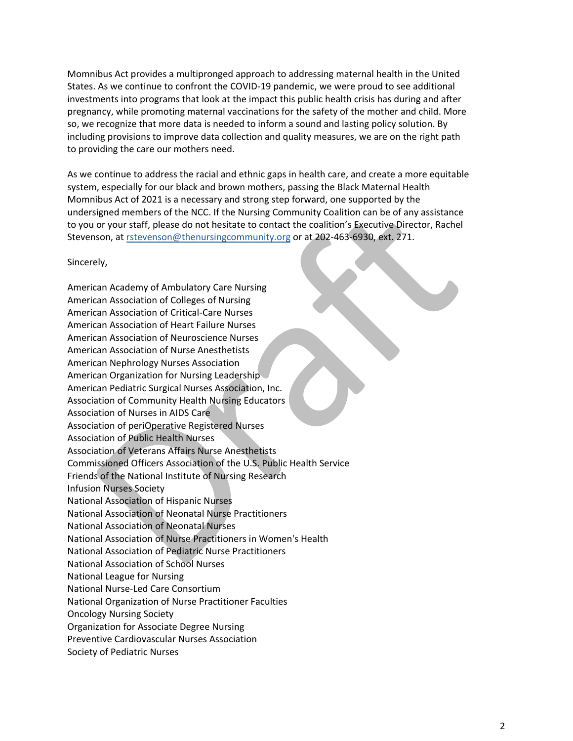Momnibus Act provides a multipronged approach to addressing maternal health in the United States. As we continue to confront the COVID-19 pandemic, we were proud to see additional investments into programs that look at the impact this public health crisis has during and after pregnancy, while promoting maternal vaccinations for the safety of the mother and child. More so, we recognize that more data is needed to inform a sound and lasting policy solution. By including provisions to improve data collection and quality measures, we are on the right path to providing the care our mothers need.

As we continue to address the racial and ethnic gaps in health care, and create a more equitable system, especially for our black and brown mothers, passing the Black Maternal Health Momnibus Act of 2021 is a necessary and strong step forward, one supported by the undersigned members of the NCC. If the Nursing Community Coalition can be of any assistance to you or your staff, please do not hesitate to contact the coalition's Executive Director, Rachel Stevenson, at rstevenson@thenursingcommunity.org or at 202-463-6930, ext. 271.

Sincerely,

American Academy of Ambulatory Care Nursing
American Association of Colleges of Nursing
American Association of Critical-Care Nurses
American Association of Heart Failure Nurses
American Association of Neuroscience Nurses
American Association of Nurse Anesthetists
American Nephrology Nurses Association
American Organization for Nursing Leadership
American Pediatric Surgical Nurses Association, Inc.
Association of Community Health Nursing Educators
Association of Nurses in AIDS Care
Association of periOperative Registered Nurses
Association of Public Health Nurses
Association of Veterans Affairs Nurse Anesthetists
Commissioned Officers Association of the U.S. Public Health Service
Friends of the National Institute of Nursing Research
Infusion Nurses Society
National Association of Hispanic Nurses
National Association of Neonatal Nurse Practitioners
National Association of Neonatal Nurses
National Association of Nurse Practitioners in Women's Health
National Association of Pediatric Nurse Practitioners
National Association of School Nurses
National League for Nursing
National Nurse-Led Care Consortium
National Organization of Nurse Practitioner Faculties
Oncology Nursing Society
Organization for Associate Degree Nursing
Preventive Cardiovascular Nurses Association
Society of Pediatric Nurses